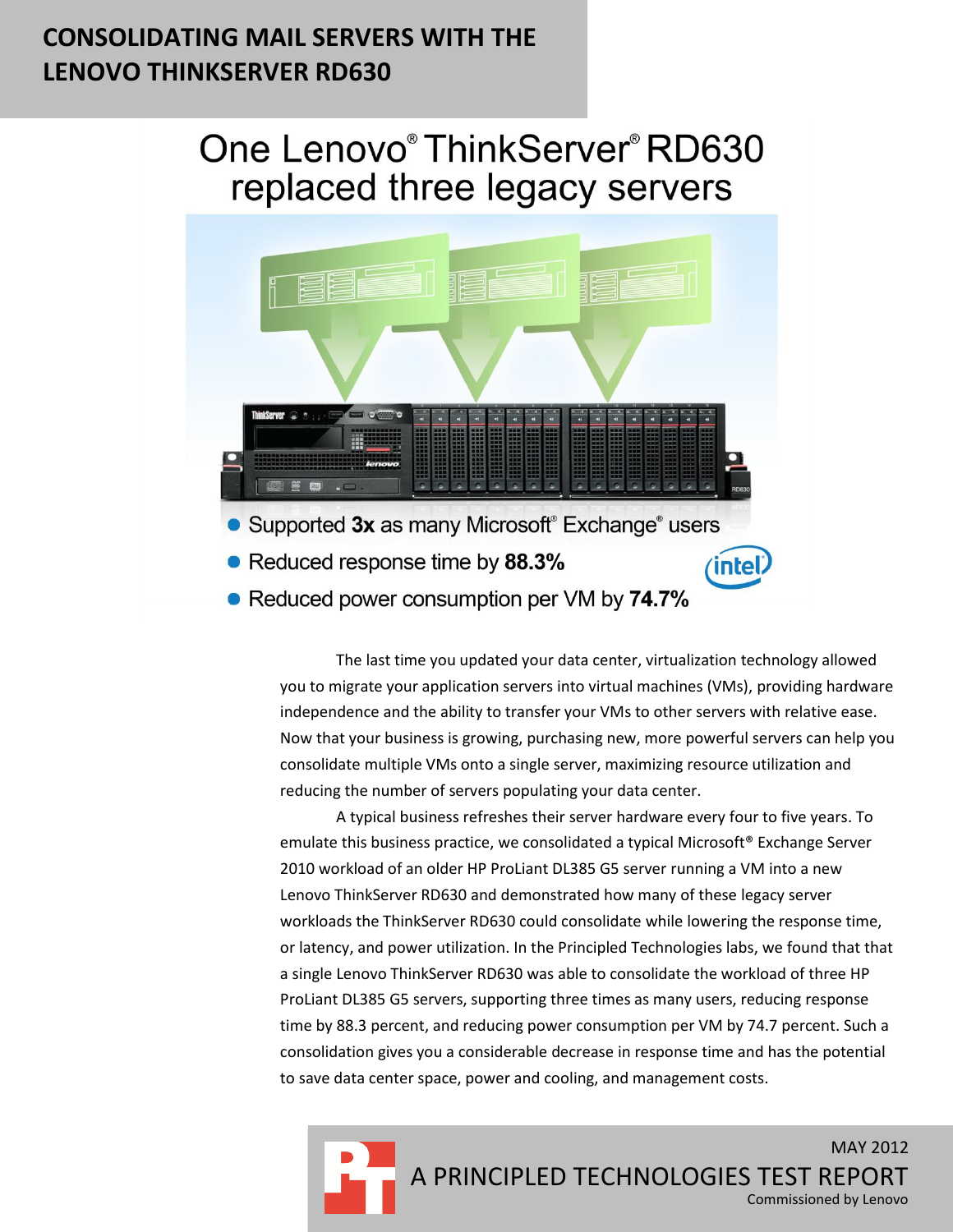# CONSOLIDATING MAIL SERVERS WITH THE LENOVO THINKSERVER RD630

## One Lenovo® ThinkServer® RD630 replaced three legacy servers

- Supported **3x** as many Microsoft® Exchange® users
- Reduced response time by **88.3%**
- Reduced power consumption per VM by **74.7%**

The last time you updated your data center, virtualization technology allowed you to migrate your application servers into virtual machines (VMs), providing hardware independence and the ability to transfer your VMs to other servers with relative ease. Now that your business is growing, purchasing new, more powerful servers can help you consolidate multiple VMs onto a single server, maximizing resource utilization and reducing the number of servers populating your data center.

A typical business refreshes their server hardware every four to five years. To emulate this business practice, we consolidated a typical Microsoft® Exchange Server 2010 workload of an older HP ProLiant DL385 G5 server running a VM into a new Lenovo ThinkServer RD630 and demonstrated how many of these legacy server workloads the ThinkServer RD630 could consolidate while lowering the response time, or latency, and power utilization. In the Principled Technologies labs, we found that that a single Lenovo ThinkServer RD630 was able to consolidate the workload of three HP ProLiant DL385 G5 servers, supporting three times as many users, reducing response time by 88.3 percent, and reducing power consumption per VM by 74.7 percent. Such a consolidation gives you a considerable decrease in response time and has the potential to save data center space, power and cooling, and management costs.

MAY 2012

A PRINCIPLED TECHNOLOGIES TEST REPORT

Commissioned by Lenovo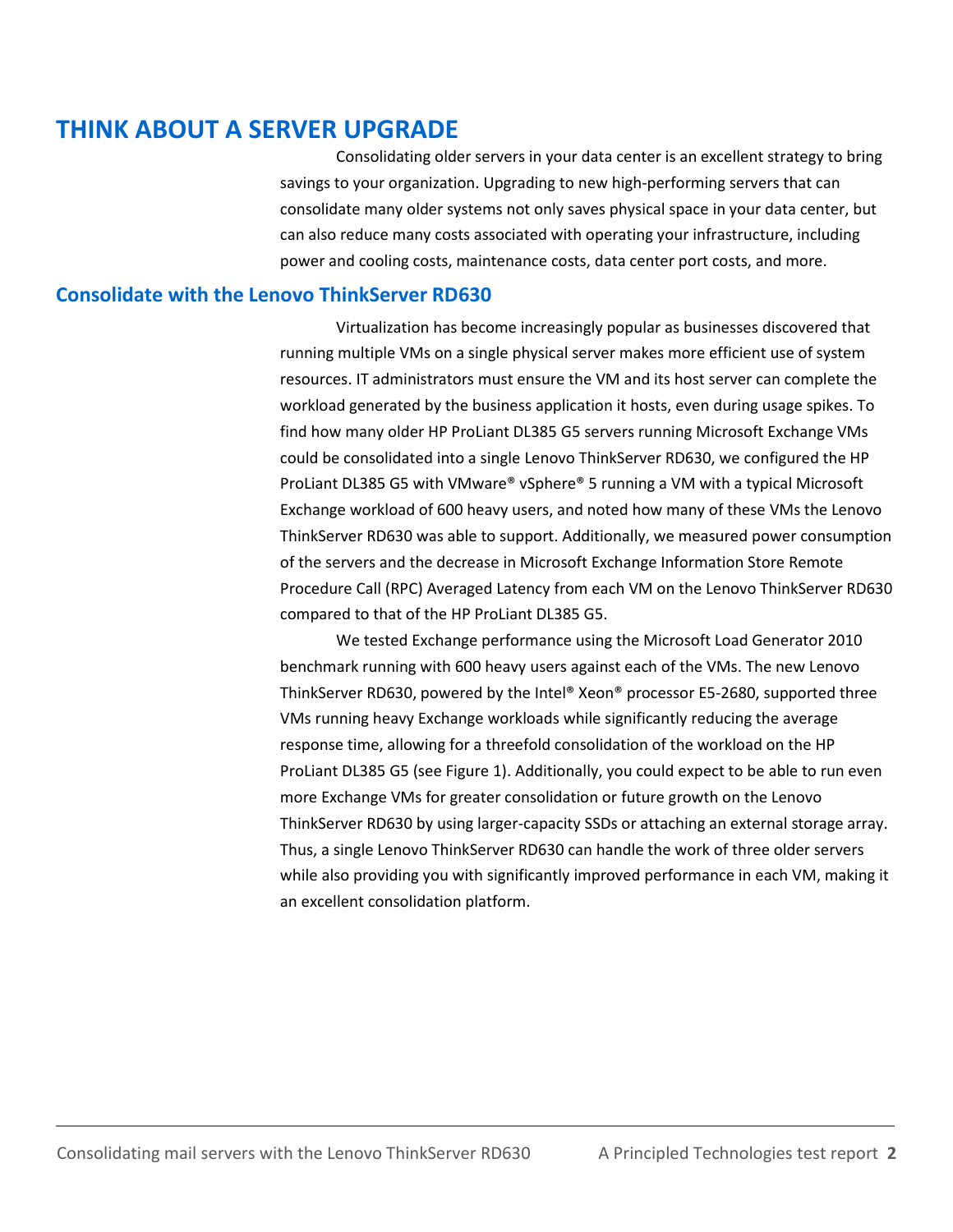# THINK ABOUT A SERVER UPGRADE

Consolidating older servers in your data center is an excellent strategy to bring savings to your organization. Upgrading to new high-performing servers that can consolidate many older systems not only saves physical space in your data center, but can also reduce many costs associated with operating your infrastructure, including power and cooling costs, maintenance costs, data center port costs, and more.

## Consolidate with the Lenovo ThinkServer RD630

Virtualization has become increasingly popular as businesses discovered that running multiple VMs on a single physical server makes more efficient use of system resources. IT administrators must ensure the VM and its host server can complete the workload generated by the business application it hosts, even during usage spikes. To find how many older HP ProLiant DL385 G5 servers running Microsoft Exchange VMs could be consolidated into a single Lenovo ThinkServer RD630, we configured the HP ProLiant DL385 G5 with VMware® vSphere® 5 running a VM with a typical Microsoft Exchange workload of 600 heavy users, and noted how many of these VMs the Lenovo ThinkServer RD630 was able to support. Additionally, we measured power consumption of the servers and the decrease in Microsoft Exchange Information Store Remote Procedure Call (RPC) Averaged Latency from each VM on the Lenovo ThinkServer RD630 compared to that of the HP ProLiant DL385 G5.

We tested Exchange performance using the Microsoft Load Generator 2010 benchmark running with 600 heavy users against each of the VMs. The new Lenovo ThinkServer RD630, powered by the Intel® Xeon® processor E5-2680, supported three VMs running heavy Exchange workloads while significantly reducing the average response time, allowing for a threefold consolidation of the workload on the HP ProLiant DL385 G5 (see Figure 1). Additionally, you could expect to be able to run even more Exchange VMs for greater consolidation or future growth on the Lenovo ThinkServer RD630 by using larger-capacity SSDs or attaching an external storage array. Thus, a single Lenovo ThinkServer RD630 can handle the work of three older servers while also providing you with significantly improved performance in each VM, making it an excellent consolidation platform.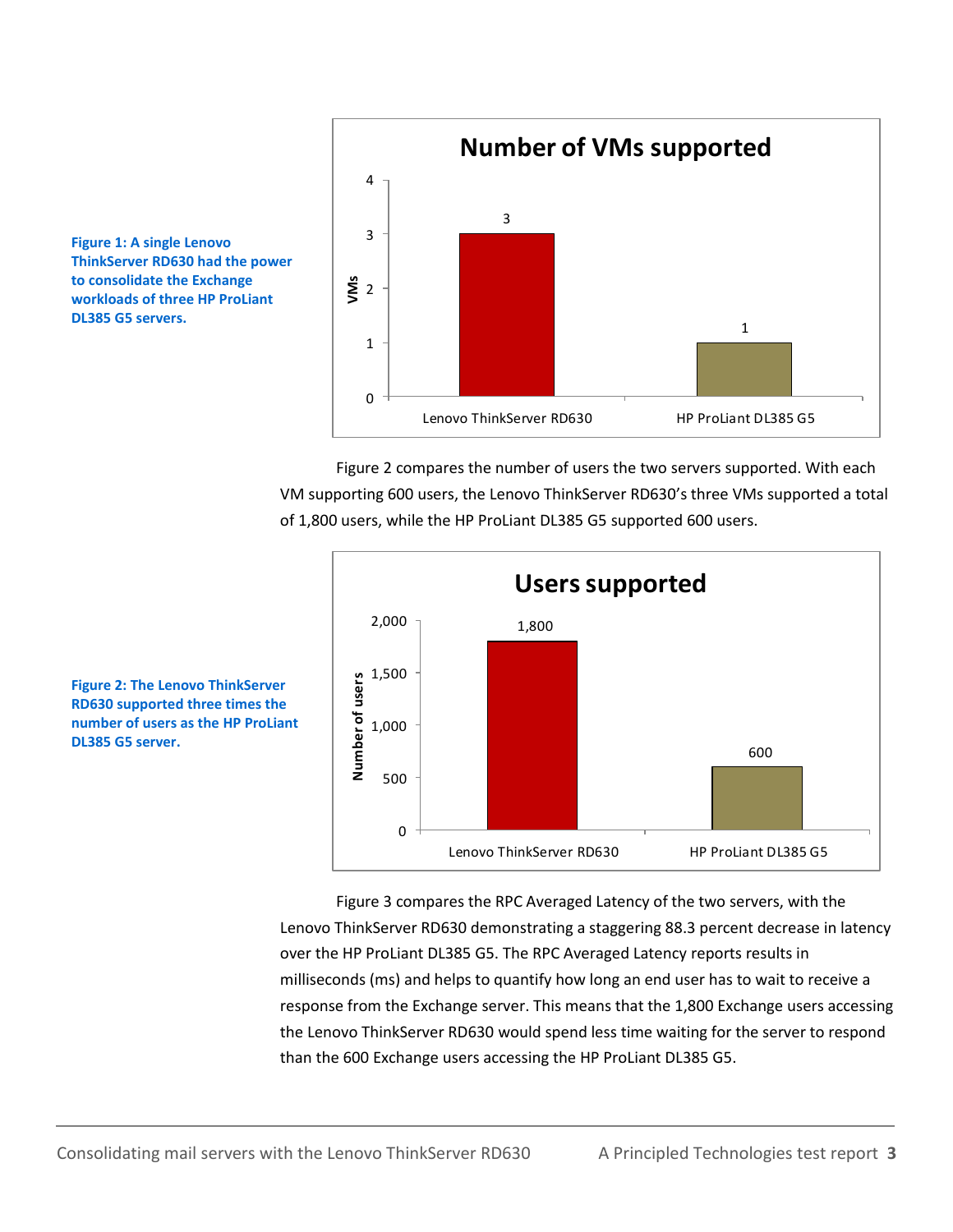Figure 1: A single Lenovo ThinkServer RD630 had the power to consolidate the Exchange workloads of three HP ProLiant DL385 G5 servers.

**Number of VMs supported**

| Server | VMs |
|---|---|
| Lenovo ThinkServer RD630 | 3 |
| HP ProLiant DL385 G5 | 1 |

Figure 2 compares the number of users the two servers supported. With each VM supporting 600 users, the Lenovo ThinkServer RD630's three VMs supported a total of 1,800 users, while the HP ProLiant DL385 G5 supported 600 users.

Figure 2: The Lenovo ThinkServer RD630 supported three times the number of users as the HP ProLiant DL385 G5 server.

**Users supported**

| Server | Number of users |
|---|---|
| Lenovo ThinkServer RD630 | 1,800 |
| HP ProLiant DL385 G5 | 600 |

Figure 3 compares the RPC Averaged Latency of the two servers, with the Lenovo ThinkServer RD630 demonstrating a staggering 88.3 percent decrease in latency over the HP ProLiant DL385 G5. The RPC Averaged Latency reports results in milliseconds (ms) and helps to quantify how long an end user has to wait to receive a response from the Exchange server. This means that the 1,800 Exchange users accessing the Lenovo ThinkServer RD630 would spend less time waiting for the server to respond than the 600 Exchange users accessing the HP ProLiant DL385 G5.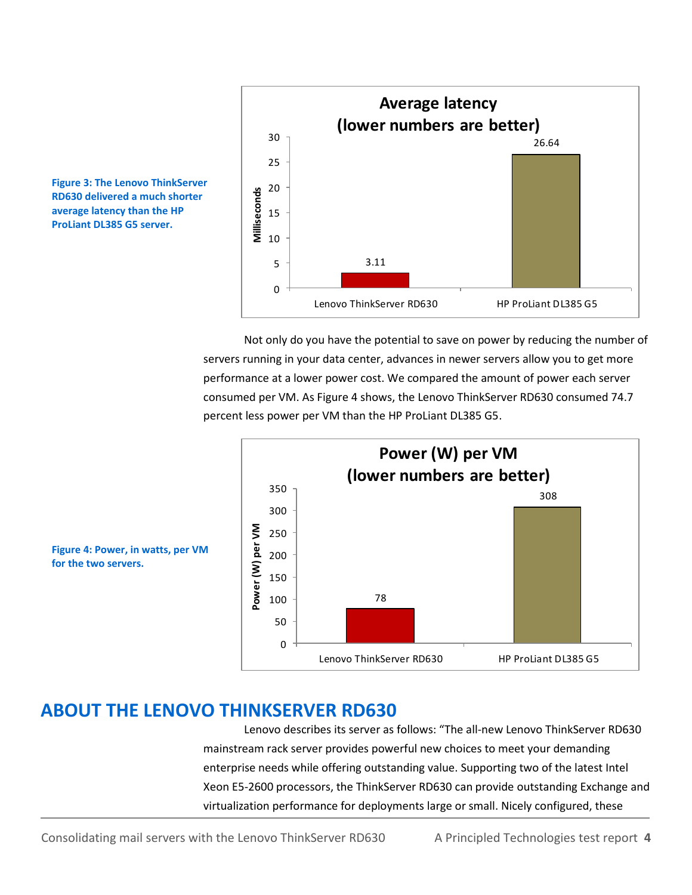**Figure 3: The Lenovo ThinkServer RD630 delivered a much shorter average latency than the HP ProLiant DL385 G5 server.**

Average latency (lower numbers are better)

| Server | Milliseconds |
|---|---|
| Lenovo ThinkServer RD630 | 3.11 |
| HP ProLiant DL385 G5 | 26.64 |

Not only do you have the potential to save on power by reducing the number of servers running in your data center, advances in newer servers allow you to get more performance at a lower power cost. We compared the amount of power each server consumed per VM. As Figure 4 shows, the Lenovo ThinkServer RD630 consumed 74.7 percent less power per VM than the HP ProLiant DL385 G5.

**Figure 4: Power, in watts, per VM for the two servers.**

Power (W) per VM (lower numbers are better)

| Server | Power (W) per VM |
|---|---|
| Lenovo ThinkServer RD630 | 78 |
| HP ProLiant DL385 G5 | 308 |

## ABOUT THE LENOVO THINKSERVER RD630

Lenovo describes its server as follows: "The all-new Lenovo ThinkServer RD630 mainstream rack server provides powerful new choices to meet your demanding enterprise needs while offering outstanding value. Supporting two of the latest Intel Xeon E5-2600 processors, the ThinkServer RD630 can provide outstanding Exchange and virtualization performance for deployments large or small. Nicely configured, these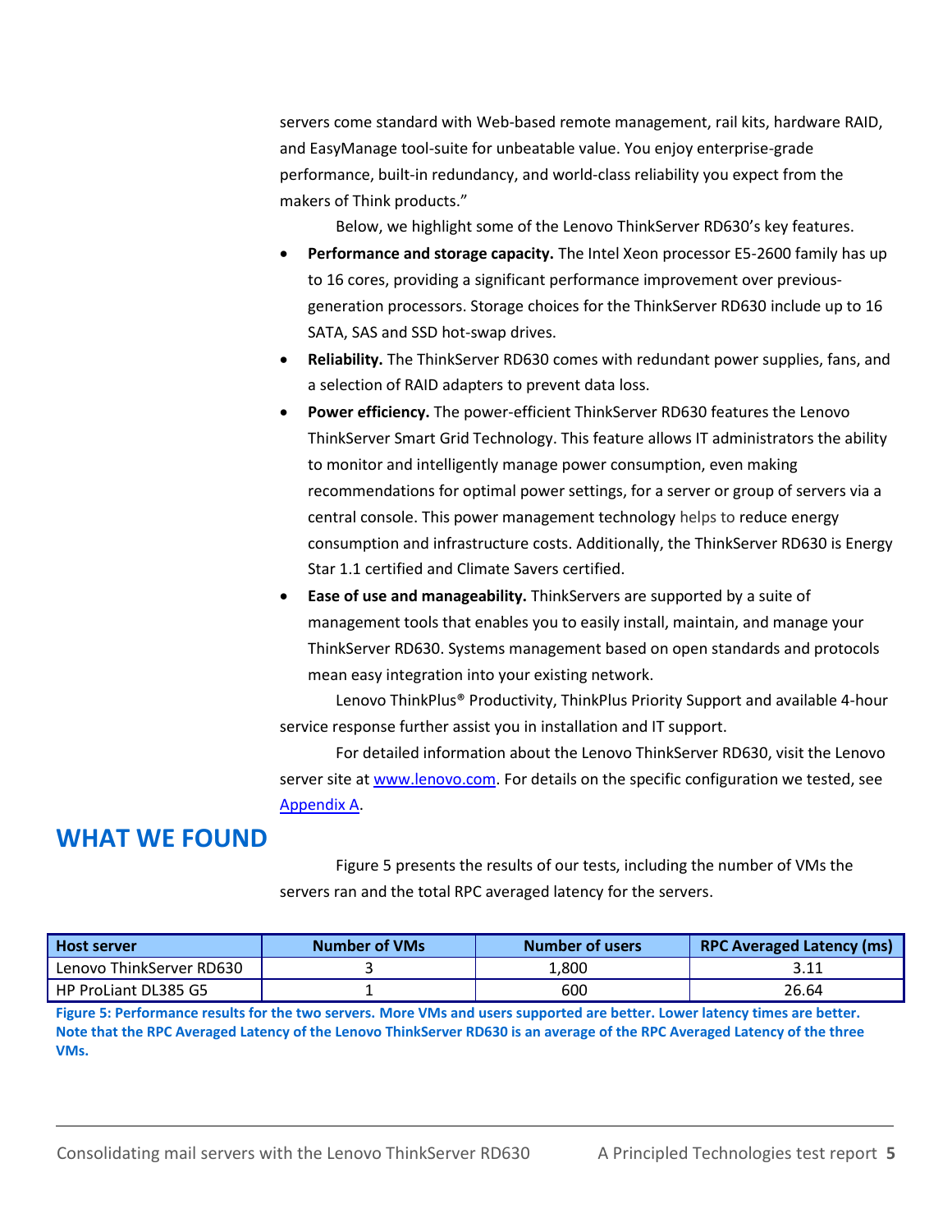servers come standard with Web-based remote management, rail kits, hardware RAID, and EasyManage tool-suite for unbeatable value. You enjoy enterprise-grade performance, built-in redundancy, and world-class reliability you expect from the makers of Think products."

Below, we highlight some of the Lenovo ThinkServer RD630's key features.

- **Performance and storage capacity.** The Intel Xeon processor E5-2600 family has up to 16 cores, providing a significant performance improvement over previous-generation processors. Storage choices for the ThinkServer RD630 include up to 16 SATA, SAS and SSD hot-swap drives.
- **Reliability.** The ThinkServer RD630 comes with redundant power supplies, fans, and a selection of RAID adapters to prevent data loss.
- **Power efficiency.** The power-efficient ThinkServer RD630 features the Lenovo ThinkServer Smart Grid Technology. This feature allows IT administrators the ability to monitor and intelligently manage power consumption, even making recommendations for optimal power settings, for a server or group of servers via a central console. This power management technology helps to reduce energy consumption and infrastructure costs. Additionally, the ThinkServer RD630 is Energy Star 1.1 certified and Climate Savers certified.
- **Ease of use and manageability.** ThinkServers are supported by a suite of management tools that enables you to easily install, maintain, and manage your ThinkServer RD630. Systems management based on open standards and protocols mean easy integration into your existing network.

Lenovo ThinkPlus® Productivity, ThinkPlus Priority Support and available 4-hour service response further assist you in installation and IT support.

For detailed information about the Lenovo ThinkServer RD630, visit the Lenovo server site at [www.lenovo.com](www.lenovo.com). For details on the specific configuration we tested, see Appendix A.

## WHAT WE FOUND

Figure 5 presents the results of our tests, including the number of VMs the servers ran and the total RPC averaged latency for the servers.

| Host server | Number of VMs | Number of users | RPC Averaged Latency (ms) |
|---|---|---|---|
| Lenovo ThinkServer RD630 | 3 | 1,800 | 3.11 |
| HP ProLiant DL385 G5 | 1 | 600 | 26.64 |

**Figure 5: Performance results for the two servers. More VMs and users supported are better. Lower latency times are better. Note that the RPC Averaged Latency of the Lenovo ThinkServer RD630 is an average of the RPC Averaged Latency of the three VMs.**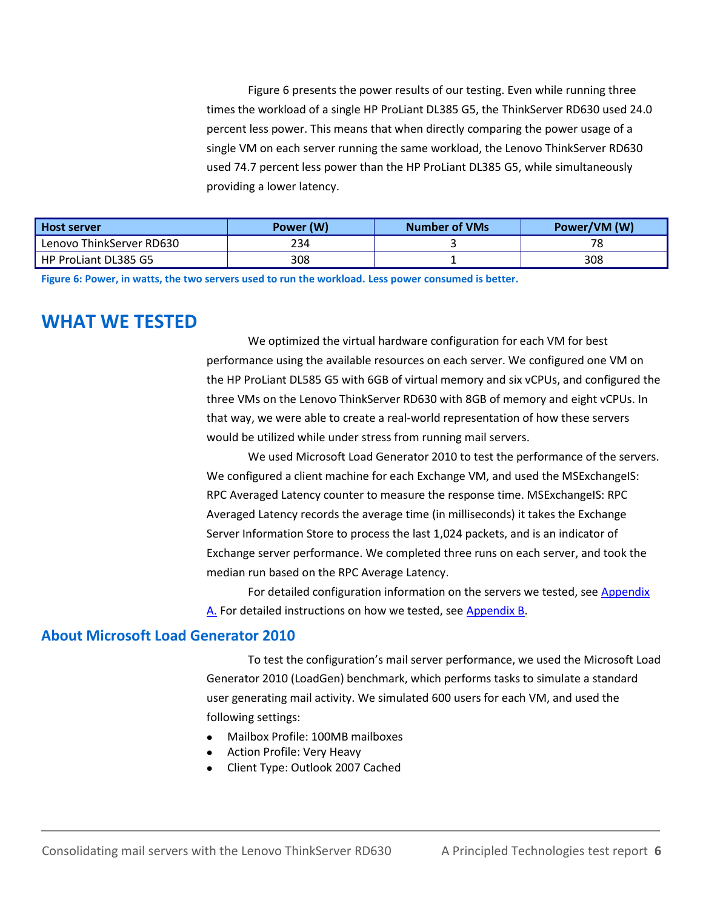Figure 6 presents the power results of our testing. Even while running three times the workload of a single HP ProLiant DL385 G5, the ThinkServer RD630 used 24.0 percent less power. This means that when directly comparing the power usage of a single VM on each server running the same workload, the Lenovo ThinkServer RD630 used 74.7 percent less power than the HP ProLiant DL385 G5, while simultaneously providing a lower latency.

| Host server | Power (W) | Number of VMs | Power/VM (W) |
|---|---|---|---|
| Lenovo ThinkServer RD630 | 234 | 3 | 78 |
| HP ProLiant DL385 G5 | 308 | 1 | 308 |

**Figure 6: Power, in watts, the two servers used to run the workload. Less power consumed is better.**

# WHAT WE TESTED

We optimized the virtual hardware configuration for each VM for best performance using the available resources on each server. We configured one VM on the HP ProLiant DL585 G5 with 6GB of virtual memory and six vCPUs, and configured the three VMs on the Lenovo ThinkServer RD630 with 8GB of memory and eight vCPUs. In that way, we were able to create a real-world representation of how these servers would be utilized while under stress from running mail servers.

We used Microsoft Load Generator 2010 to test the performance of the servers. We configured a client machine for each Exchange VM, and used the MSExchangeIS: RPC Averaged Latency counter to measure the response time. MSExchangeIS: RPC Averaged Latency records the average time (in milliseconds) it takes the Exchange Server Information Store to process the last 1,024 packets, and is an indicator of Exchange server performance. We completed three runs on each server, and took the median run based on the RPC Average Latency.

For detailed configuration information on the servers we tested, see Appendix A. For detailed instructions on how we tested, see Appendix B.

## About Microsoft Load Generator 2010

To test the configuration's mail server performance, we used the Microsoft Load Generator 2010 (LoadGen) benchmark, which performs tasks to simulate a standard user generating mail activity. We simulated 600 users for each VM, and used the following settings:

- Mailbox Profile: 100MB mailboxes
- Action Profile: Very Heavy
- Client Type: Outlook 2007 Cached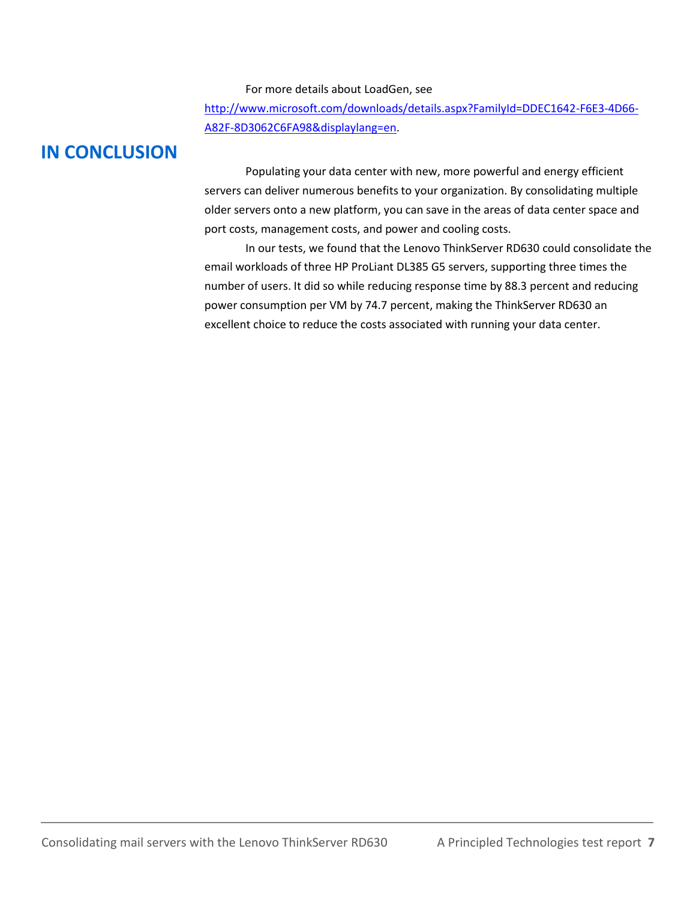For more details about LoadGen, see http://www.microsoft.com/downloads/details.aspx?FamilyId=DDEC1642-F6E3-4D66-A82F-8D3062C6FA98&displaylang=en.

## IN CONCLUSION

Populating your data center with new, more powerful and energy efficient servers can deliver numerous benefits to your organization. By consolidating multiple older servers onto a new platform, you can save in the areas of data center space and port costs, management costs, and power and cooling costs.

In our tests, we found that the Lenovo ThinkServer RD630 could consolidate the email workloads of three HP ProLiant DL385 G5 servers, supporting three times the number of users. It did so while reducing response time by 88.3 percent and reducing power consumption per VM by 74.7 percent, making the ThinkServer RD630 an excellent choice to reduce the costs associated with running your data center.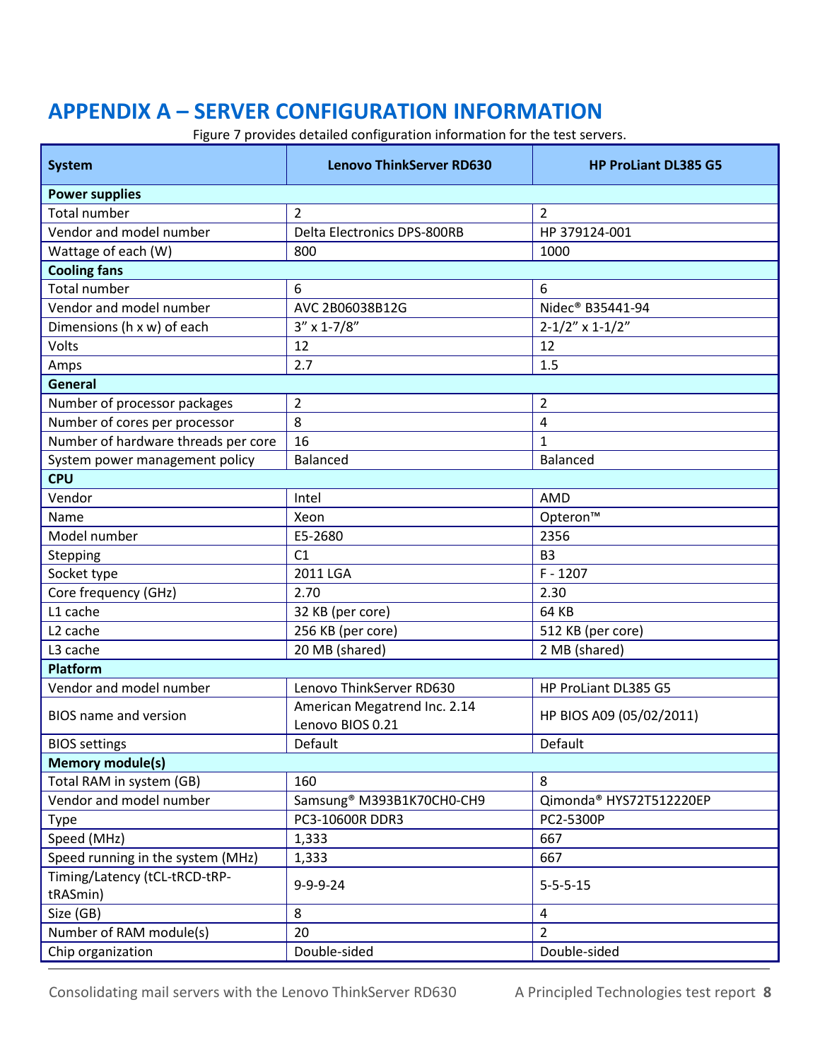# APPENDIX A – SERVER CONFIGURATION INFORMATION

Figure 7 provides detailed configuration information for the test servers.

| System | Lenovo ThinkServer RD630 | HP ProLiant DL385 G5 |
|---|---|---|
| **Power supplies** | | |
| Total number | 2 | 2 |
| Vendor and model number | Delta Electronics DPS-800RB | HP 379124-001 |
| Wattage of each (W) | 800 | 1000 |
| **Cooling fans** | | |
| Total number | 6 | 6 |
| Vendor and model number | AVC 2B06038B12G | Nidec® B35441-94 |
| Dimensions (h x w) of each | 3” x 1-7/8” | 2-1/2” x 1-1/2” |
| Volts | 12 | 12 |
| Amps | 2.7 | 1.5 |
| **General** | | |
| Number of processor packages | 2 | 2 |
| Number of cores per processor | 8 | 4 |
| Number of hardware threads per core | 16 | 1 |
| System power management policy | Balanced | Balanced |
| **CPU** | | |
| Vendor | Intel | AMD |
| Name | Xeon | Opteron™ |
| Model number | E5-2680 | 2356 |
| Stepping | C1 | B3 |
| Socket type | 2011 LGA | F - 1207 |
| Core frequency (GHz) | 2.70 | 2.30 |
| L1 cache | 32 KB (per core) | 64 KB |
| L2 cache | 256 KB (per core) | 512 KB (per core) |
| L3 cache | 20 MB (shared) | 2 MB (shared) |
| **Platform** | | |
| Vendor and model number | Lenovo ThinkServer RD630 | HP ProLiant DL385 G5 |
| BIOS name and version | American Megatrend Inc. 2.14 Lenovo BIOS 0.21 | HP BIOS A09 (05/02/2011) |
| BIOS settings | Default | Default |
| **Memory module(s)** | | |
| Total RAM in system (GB) | 160 | 8 |
| Vendor and model number | Samsung® M393B1K70CH0-CH9 | Qimonda® HYS72T512220EP |
| Type | PC3-10600R DDR3 | PC2-5300P |
| Speed (MHz) | 1,333 | 667 |
| Speed running in the system (MHz) | 1,333 | 667 |
| Timing/Latency (tCL-tRCD-tRP-tRASmin) | 9-9-9-24 | 5-5-5-15 |
| Size (GB) | 8 | 4 |
| Number of RAM module(s) | 20 | 2 |
| Chip organization | Double-sided | Double-sided |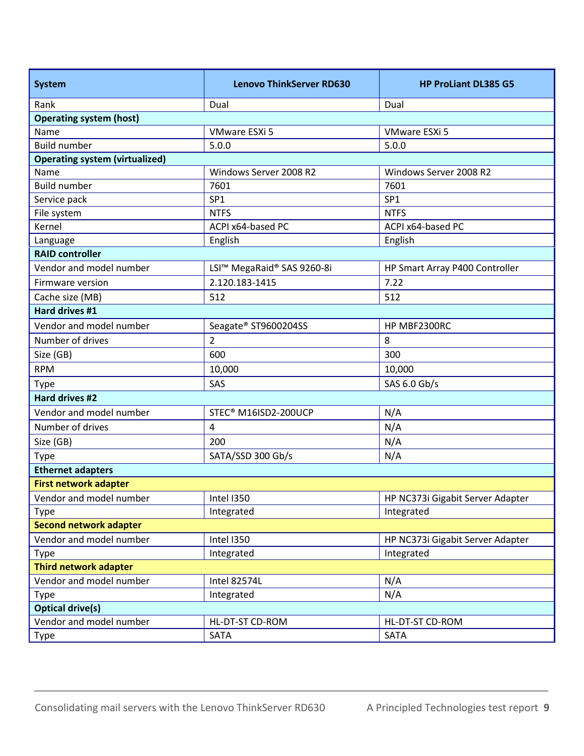| System | Lenovo ThinkServer RD630 | HP ProLiant DL385 G5 |
|---|---|---|
| Rank | Dual | Dual |
| **Operating system (host)** | | |
| Name | VMware ESXi 5 | VMware ESXi 5 |
| Build number | 5.0.0 | 5.0.0 |
| **Operating system (virtualized)** | | |
| Name | Windows Server 2008 R2 | Windows Server 2008 R2 |
| Build number | 7601 | 7601 |
| Service pack | SP1 | SP1 |
| File system | NTFS | NTFS |
| Kernel | ACPI x64-based PC | ACPI x64-based PC |
| Language | English | English |
| **RAID controller** | | |
| Vendor and model number | LSI™ MegaRaid® SAS 9260-8i | HP Smart Array P400 Controller |
| Firmware version | 2.120.183-1415 | 7.22 |
| Cache size (MB) | 512 | 512 |
| **Hard drives #1** | | |
| Vendor and model number | Seagate® ST9600204SS | HP MBF2300RC |
| Number of drives | 2 | 8 |
| Size (GB) | 600 | 300 |
| RPM | 10,000 | 10,000 |
| Type | SAS | SAS 6.0 Gb/s |
| **Hard drives #2** | | |
| Vendor and model number | STEC® M16ISD2-200UCP | N/A |
| Number of drives | 4 | N/A |
| Size (GB) | 200 | N/A |
| Type | SATA/SSD 300 Gb/s | N/A |
| **Ethernet adapters** | | |
| **First network adapter** | | |
| Vendor and model number | Intel I350 | HP NC373i Gigabit Server Adapter |
| Type | Integrated | Integrated |
| **Second network adapter** | | |
| Vendor and model number | Intel I350 | HP NC373i Gigabit Server Adapter |
| Type | Integrated | Integrated |
| **Third network adapter** | | |
| Vendor and model number | Intel 82574L | N/A |
| Type | Integrated | N/A |
| **Optical drive(s)** | | |
| Vendor and model number | HL-DT-ST CD-ROM | HL-DT-ST CD-ROM |
| Type | SATA | SATA |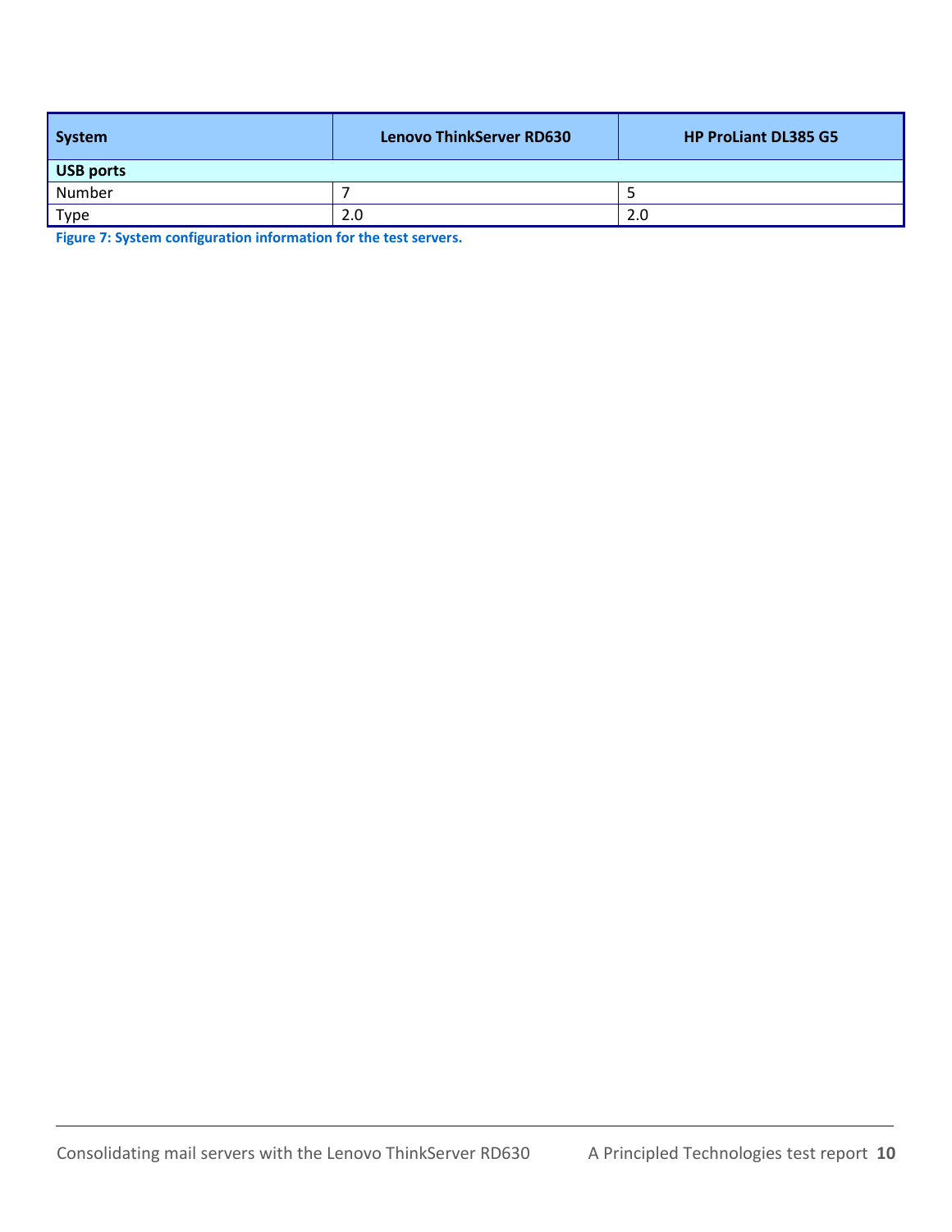| System | Lenovo ThinkServer RD630 | HP ProLiant DL385 G5 |
| --- | --- | --- |
| **USB ports** | | |
| Number | 7 | 5 |
| Type | 2.0 | 2.0 |

**Figure 7: System configuration information for the test servers.**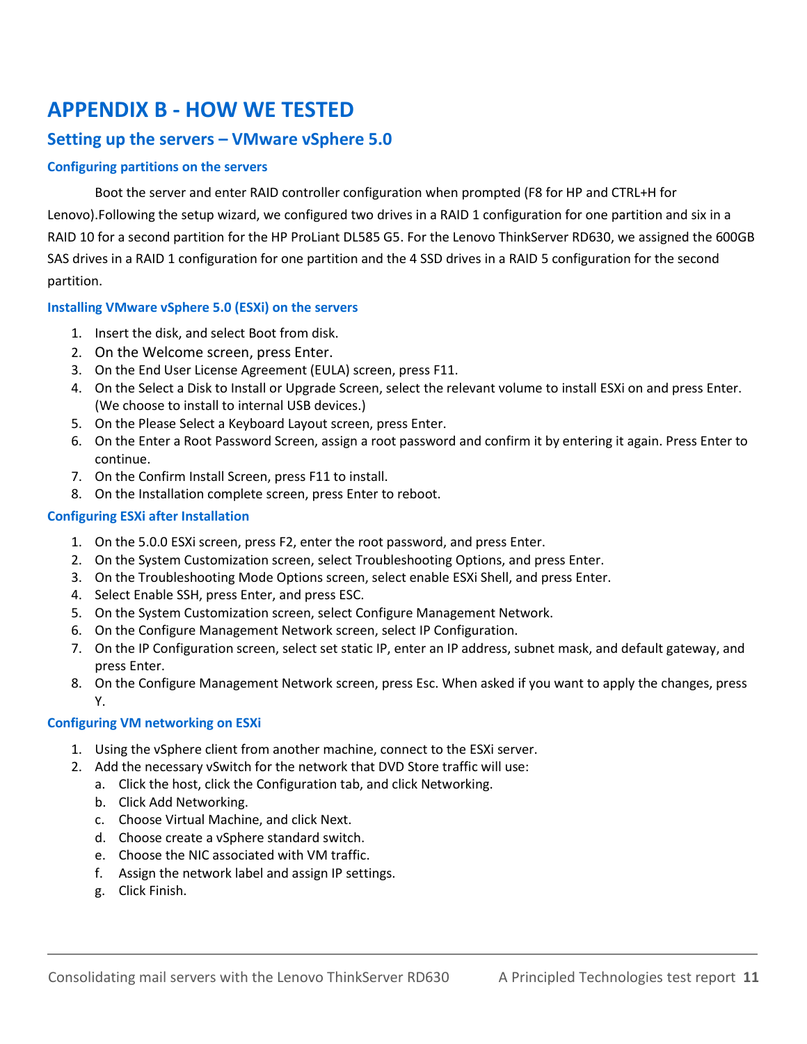# APPENDIX B - HOW WE TESTED

## Setting up the servers – VMware vSphere 5.0

### Configuring partitions on the servers

Boot the server and enter RAID controller configuration when prompted (F8 for HP and CTRL+H for Lenovo).Following the setup wizard, we configured two drives in a RAID 1 configuration for one partition and six in a RAID 10 for a second partition for the HP ProLiant DL585 G5. For the Lenovo ThinkServer RD630, we assigned the 600GB SAS drives in a RAID 1 configuration for one partition and the 4 SSD drives in a RAID 5 configuration for the second partition.

### Installing VMware vSphere 5.0 (ESXi) on the servers

1. Insert the disk, and select Boot from disk.
2. On the Welcome screen, press Enter.
3. On the End User License Agreement (EULA) screen, press F11.
4. On the Select a Disk to Install or Upgrade Screen, select the relevant volume to install ESXi on and press Enter. (We choose to install to internal USB devices.)
5. On the Please Select a Keyboard Layout screen, press Enter.
6. On the Enter a Root Password Screen, assign a root password and confirm it by entering it again. Press Enter to continue.
7. On the Confirm Install Screen, press F11 to install.
8. On the Installation complete screen, press Enter to reboot.

### Configuring ESXi after Installation

1. On the 5.0.0 ESXi screen, press F2, enter the root password, and press Enter.
2. On the System Customization screen, select Troubleshooting Options, and press Enter.
3. On the Troubleshooting Mode Options screen, select enable ESXi Shell, and press Enter.
4. Select Enable SSH, press Enter, and press ESC.
5. On the System Customization screen, select Configure Management Network.
6. On the Configure Management Network screen, select IP Configuration.
7. On the IP Configuration screen, select set static IP, enter an IP address, subnet mask, and default gateway, and press Enter.
8. On the Configure Management Network screen, press Esc. When asked if you want to apply the changes, press Y.

### Configuring VM networking on ESXi

1. Using the vSphere client from another machine, connect to the ESXi server.
2. Add the necessary vSwitch for the network that DVD Store traffic will use:
   a. Click the host, click the Configuration tab, and click Networking.
   b. Click Add Networking.
   c. Choose Virtual Machine, and click Next.
   d. Choose create a vSphere standard switch.
   e. Choose the NIC associated with VM traffic.
   f. Assign the network label and assign IP settings.
   g. Click Finish.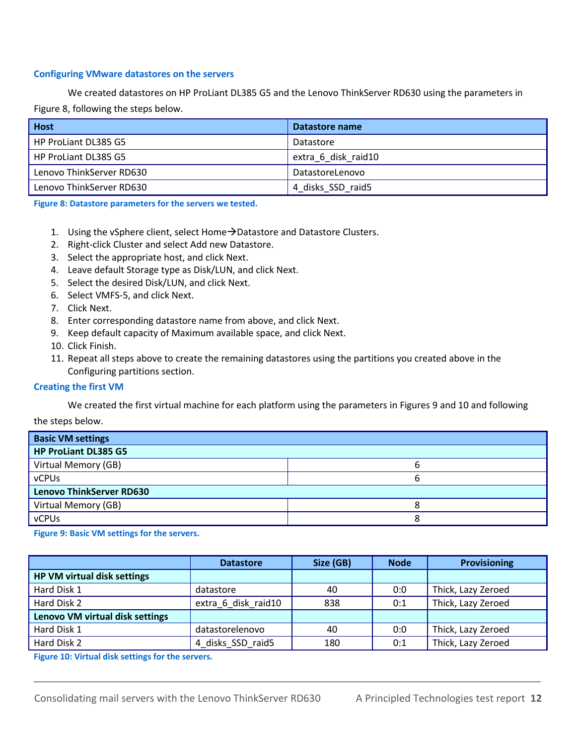### Configuring VMware datastores on the servers

We created datastores on HP ProLiant DL385 G5 and the Lenovo ThinkServer RD630 using the parameters in Figure 8, following the steps below.

| Host | Datastore name |
|---|---|
| HP ProLiant DL385 G5 | Datastore |
| HP ProLiant DL385 G5 | extra_6_disk_raid10 |
| Lenovo ThinkServer RD630 | DatastoreLenovo |
| Lenovo ThinkServer RD630 | 4_disks_SSD_raid5 |

**Figure 8: Datastore parameters for the servers we tested.**

1. Using the vSphere client, select Home→Datastore and Datastore Clusters.
2. Right-click Cluster and select Add new Datastore.
3. Select the appropriate host, and click Next.
4. Leave default Storage type as Disk/LUN, and click Next.
5. Select the desired Disk/LUN, and click Next.
6. Select VMFS-5, and click Next.
7. Click Next.
8. Enter corresponding datastore name from above, and click Next.
9. Keep default capacity of Maximum available space, and click Next.
10. Click Finish.
11. Repeat all steps above to create the remaining datastores using the partitions you created above in the Configuring partitions section.

### Creating the first VM

We created the first virtual machine for each platform using the parameters in Figures 9 and 10 and following the steps below.

| Basic VM settings | |
|---|---|
| **HP ProLiant DL385 G5** | |
| Virtual Memory (GB) | 6 |
| vCPUs | 6 |
| **Lenovo ThinkServer RD630** | |
| Virtual Memory (GB) | 8 |
| vCPUs | 8 |

**Figure 9: Basic VM settings for the servers.**

| | Datastore | Size (GB) | Node | Provisioning |
|---|---|---|---|---|
| **HP VM virtual disk settings** | | | | |
| Hard Disk 1 | datastore | 40 | 0:0 | Thick, Lazy Zeroed |
| Hard Disk 2 | extra_6_disk_raid10 | 838 | 0:1 | Thick, Lazy Zeroed |
| **Lenovo VM virtual disk settings** | | | | |
| Hard Disk 1 | datastorelenovo | 40 | 0:0 | Thick, Lazy Zeroed |
| Hard Disk 2 | 4_disks_SSD_raid5 | 180 | 0:1 | Thick, Lazy Zeroed |

**Figure 10: Virtual disk settings for the servers.**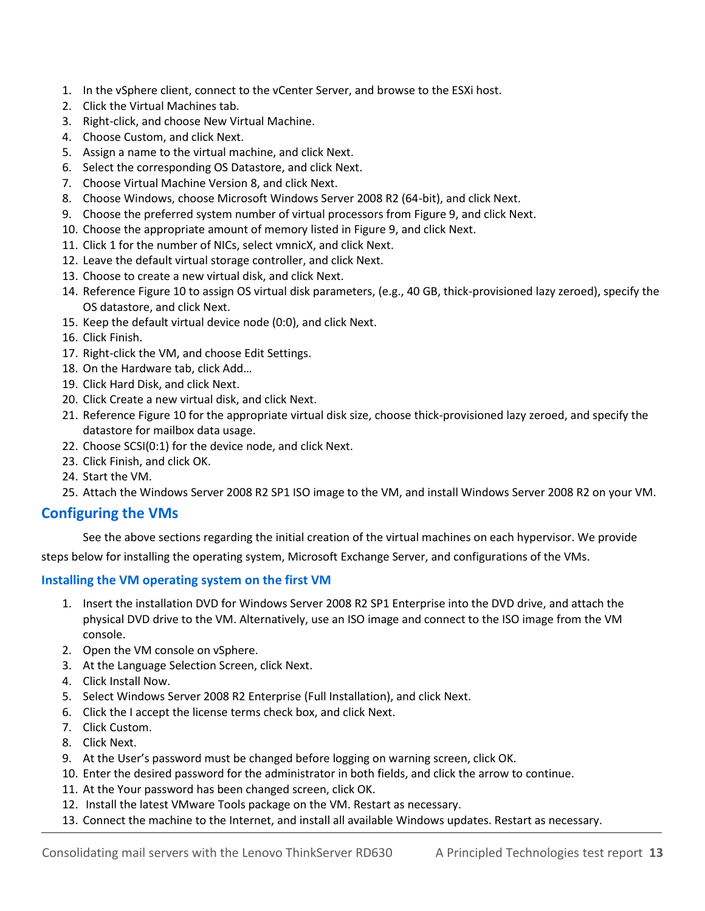1. In the vSphere client, connect to the vCenter Server, and browse to the ESXi host.
2. Click the Virtual Machines tab.
3. Right-click, and choose New Virtual Machine.
4. Choose Custom, and click Next.
5. Assign a name to the virtual machine, and click Next.
6. Select the corresponding OS Datastore, and click Next.
7. Choose Virtual Machine Version 8, and click Next.
8. Choose Windows, choose Microsoft Windows Server 2008 R2 (64-bit), and click Next.
9. Choose the preferred system number of virtual processors from Figure 9, and click Next.
10. Choose the appropriate amount of memory listed in Figure 9, and click Next.
11. Click 1 for the number of NICs, select vmnicX, and click Next.
12. Leave the default virtual storage controller, and click Next.
13. Choose to create a new virtual disk, and click Next.
14. Reference Figure 10 to assign OS virtual disk parameters, (e.g., 40 GB, thick-provisioned lazy zeroed), specify the OS datastore, and click Next.
15. Keep the default virtual device node (0:0), and click Next.
16. Click Finish.
17. Right-click the VM, and choose Edit Settings.
18. On the Hardware tab, click Add…
19. Click Hard Disk, and click Next.
20. Click Create a new virtual disk, and click Next.
21. Reference Figure 10 for the appropriate virtual disk size, choose thick-provisioned lazy zeroed, and specify the datastore for mailbox data usage.
22. Choose SCSI(0:1) for the device node, and click Next.
23. Click Finish, and click OK.
24. Start the VM.
25. Attach the Windows Server 2008 R2 SP1 ISO image to the VM, and install Windows Server 2008 R2 on your VM.

## Configuring the VMs

See the above sections regarding the initial creation of the virtual machines on each hypervisor. We provide steps below for installing the operating system, Microsoft Exchange Server, and configurations of the VMs.

### Installing the VM operating system on the first VM

1. Insert the installation DVD for Windows Server 2008 R2 SP1 Enterprise into the DVD drive, and attach the physical DVD drive to the VM. Alternatively, use an ISO image and connect to the ISO image from the VM console.
2. Open the VM console on vSphere.
3. At the Language Selection Screen, click Next.
4. Click Install Now.
5. Select Windows Server 2008 R2 Enterprise (Full Installation), and click Next.
6. Click the I accept the license terms check box, and click Next.
7. Click Custom.
8. Click Next.
9. At the User's password must be changed before logging on warning screen, click OK.
10. Enter the desired password for the administrator in both fields, and click the arrow to continue.
11. At the Your password has been changed screen, click OK.
12. Install the latest VMware Tools package on the VM. Restart as necessary.
13. Connect the machine to the Internet, and install all available Windows updates. Restart as necessary.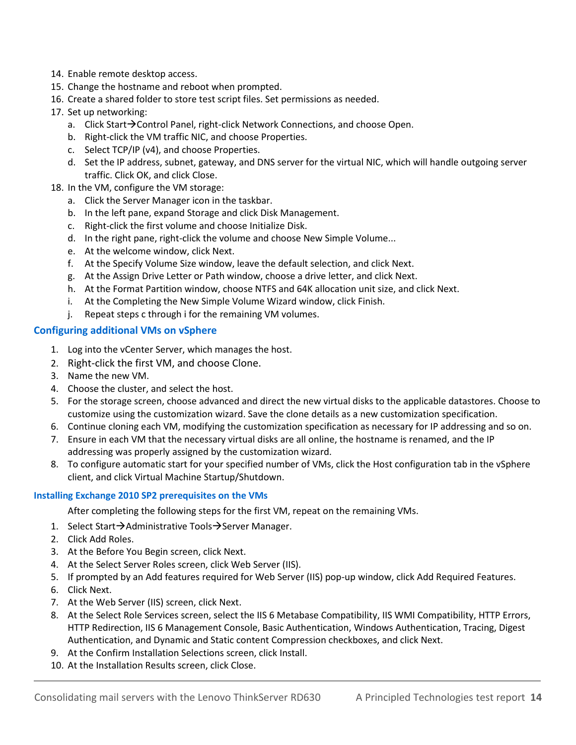14. Enable remote desktop access.
15. Change the hostname and reboot when prompted.
16. Create a shared folder to store test script files. Set permissions as needed.
17. Set up networking:
    a. Click Start→Control Panel, right-click Network Connections, and choose Open.
    b. Right-click the VM traffic NIC, and choose Properties.
    c. Select TCP/IP (v4), and choose Properties.
    d. Set the IP address, subnet, gateway, and DNS server for the virtual NIC, which will handle outgoing server traffic. Click OK, and click Close.
18. In the VM, configure the VM storage:
    a. Click the Server Manager icon in the taskbar.
    b. In the left pane, expand Storage and click Disk Management.
    c. Right-click the first volume and choose Initialize Disk.
    d. In the right pane, right-click the volume and choose New Simple Volume...
    e. At the welcome window, click Next.
    f. At the Specify Volume Size window, leave the default selection, and click Next.
    g. At the Assign Drive Letter or Path window, choose a drive letter, and click Next.
    h. At the Format Partition window, choose NTFS and 64K allocation unit size, and click Next.
    i. At the Completing the New Simple Volume Wizard window, click Finish.
    j. Repeat steps c through i for the remaining VM volumes.

## Configuring additional VMs on vSphere

1. Log into the vCenter Server, which manages the host.
2. Right-click the first VM, and choose Clone.
3. Name the new VM.
4. Choose the cluster, and select the host.
5. For the storage screen, choose advanced and direct the new virtual disks to the applicable datastores. Choose to customize using the customization wizard. Save the clone details as a new customization specification.
6. Continue cloning each VM, modifying the customization specification as necessary for IP addressing and so on.
7. Ensure in each VM that the necessary virtual disks are all online, the hostname is renamed, and the IP addressing was properly assigned by the customization wizard.
8. To configure automatic start for your specified number of VMs, click the Host configuration tab in the vSphere client, and click Virtual Machine Startup/Shutdown.

### Installing Exchange 2010 SP2 prerequisites on the VMs

After completing the following steps for the first VM, repeat on the remaining VMs.

1. Select Start→Administrative Tools→Server Manager.
2. Click Add Roles.
3. At the Before You Begin screen, click Next.
4. At the Select Server Roles screen, click Web Server (IIS).
5. If prompted by an Add features required for Web Server (IIS) pop-up window, click Add Required Features.
6. Click Next.
7. At the Web Server (IIS) screen, click Next.
8. At the Select Role Services screen, select the IIS 6 Metabase Compatibility, IIS WMI Compatibility, HTTP Errors, HTTP Redirection, IIS 6 Management Console, Basic Authentication, Windows Authentication, Tracing, Digest Authentication, and Dynamic and Static content Compression checkboxes, and click Next.
9. At the Confirm Installation Selections screen, click Install.
10. At the Installation Results screen, click Close.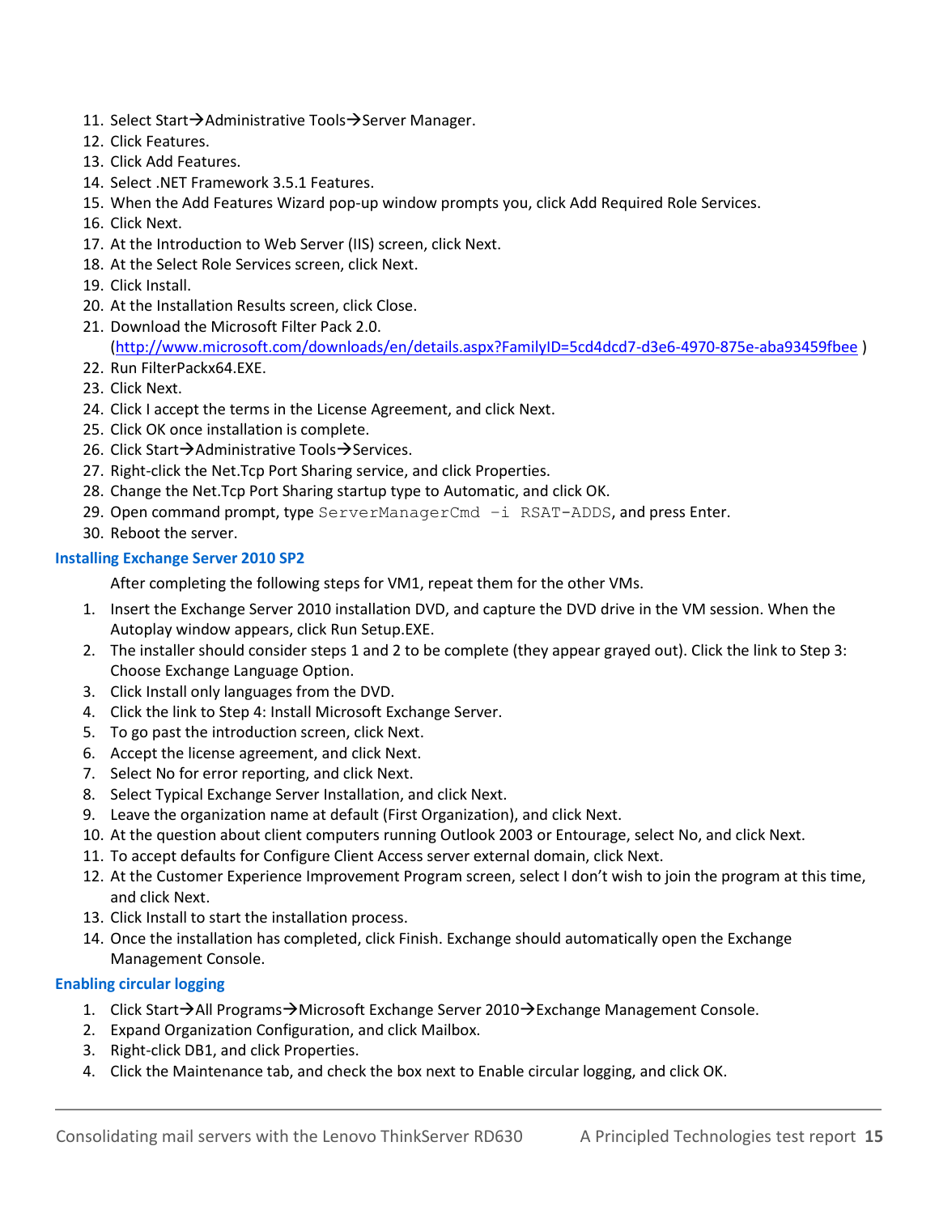11. Select Start→Administrative Tools→Server Manager.
12. Click Features.
13. Click Add Features.
14. Select .NET Framework 3.5.1 Features.
15. When the Add Features Wizard pop-up window prompts you, click Add Required Role Services.
16. Click Next.
17. At the Introduction to Web Server (IIS) screen, click Next.
18. At the Select Role Services screen, click Next.
19. Click Install.
20. At the Installation Results screen, click Close.
21. Download the Microsoft Filter Pack 2.0. (http://www.microsoft.com/downloads/en/details.aspx?FamilyID=5cd4dcd7-d3e6-4970-875e-aba93459fbee )
22. Run FilterPackx64.EXE.
23. Click Next.
24. Click I accept the terms in the License Agreement, and click Next.
25. Click OK once installation is complete.
26. Click Start→Administrative Tools→Services.
27. Right-click the Net.Tcp Port Sharing service, and click Properties.
28. Change the Net.Tcp Port Sharing startup type to Automatic, and click OK.
29. Open command prompt, type `ServerManagerCmd –i RSAT-ADDS`, and press Enter.
30. Reboot the server.

### Installing Exchange Server 2010 SP2

After completing the following steps for VM1, repeat them for the other VMs.

1. Insert the Exchange Server 2010 installation DVD, and capture the DVD drive in the VM session. When the Autoplay window appears, click Run Setup.EXE.
2. The installer should consider steps 1 and 2 to be complete (they appear grayed out). Click the link to Step 3: Choose Exchange Language Option.
3. Click Install only languages from the DVD.
4. Click the link to Step 4: Install Microsoft Exchange Server.
5. To go past the introduction screen, click Next.
6. Accept the license agreement, and click Next.
7. Select No for error reporting, and click Next.
8. Select Typical Exchange Server Installation, and click Next.
9. Leave the organization name at default (First Organization), and click Next.
10. At the question about client computers running Outlook 2003 or Entourage, select No, and click Next.
11. To accept defaults for Configure Client Access server external domain, click Next.
12. At the Customer Experience Improvement Program screen, select I don't wish to join the program at this time, and click Next.
13. Click Install to start the installation process.
14. Once the installation has completed, click Finish. Exchange should automatically open the Exchange Management Console.

### Enabling circular logging

1. Click Start→All Programs→Microsoft Exchange Server 2010→Exchange Management Console.
2. Expand Organization Configuration, and click Mailbox.
3. Right-click DB1, and click Properties.
4. Click the Maintenance tab, and check the box next to Enable circular logging, and click OK.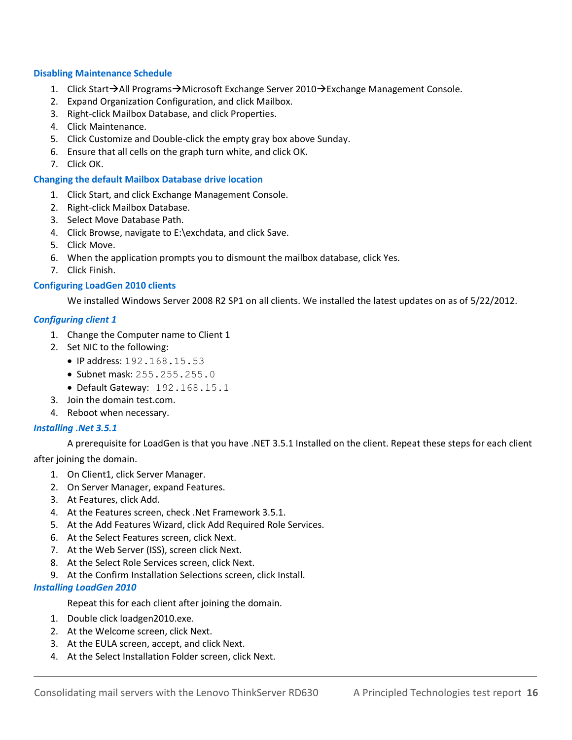### Disabling Maintenance Schedule

1. Click Start→All Programs→Microsoft Exchange Server 2010→Exchange Management Console.
2. Expand Organization Configuration, and click Mailbox.
3. Right-click Mailbox Database, and click Properties.
4. Click Maintenance.
5. Click Customize and Double-click the empty gray box above Sunday.
6. Ensure that all cells on the graph turn white, and click OK.
7. Click OK.

### Changing the default Mailbox Database drive location

1. Click Start, and click Exchange Management Console.
2. Right-click Mailbox Database.
3. Select Move Database Path.
4. Click Browse, navigate to E:\exchdata, and click Save.
5. Click Move.
6. When the application prompts you to dismount the mailbox database, click Yes.
7. Click Finish.

### Configuring LoadGen 2010 clients

We installed Windows Server 2008 R2 SP1 on all clients. We installed the latest updates on as of 5/22/2012.

#### *Configuring client 1*

1. Change the Computer name to Client 1
2. Set NIC to the following:
   - IP address: 192.168.15.53
   - Subnet mask: 255.255.255.0
   - Default Gateway: 192.168.15.1
3. Join the domain test.com.
4. Reboot when necessary.

#### *Installing .Net 3.5.1*

A prerequisite for LoadGen is that you have .NET 3.5.1 Installed on the client. Repeat these steps for each client after joining the domain.

1. On Client1, click Server Manager.
2. On Server Manager, expand Features.
3. At Features, click Add.
4. At the Features screen, check .Net Framework 3.5.1.
5. At the Add Features Wizard, click Add Required Role Services.
6. At the Select Features screen, click Next.
7. At the Web Server (ISS), screen click Next.
8. At the Select Role Services screen, click Next.
9. At the Confirm Installation Selections screen, click Install.

#### *Installing LoadGen 2010*

Repeat this for each client after joining the domain.

1. Double click loadgen2010.exe.
2. At the Welcome screen, click Next.
3. At the EULA screen, accept, and click Next.
4. At the Select Installation Folder screen, click Next.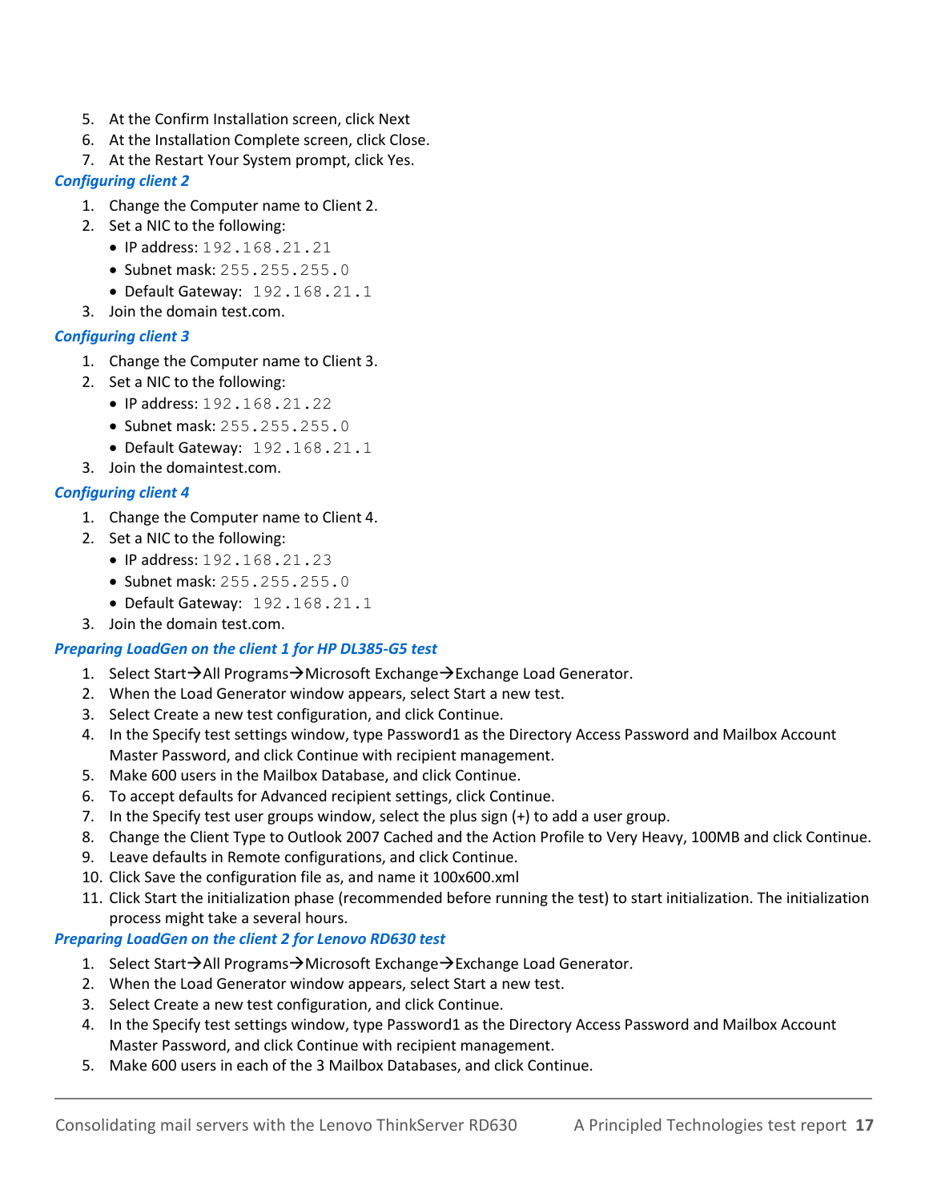5. At the Confirm Installation screen, click Next
6. At the Installation Complete screen, click Close.
7. At the Restart Your System prompt, click Yes.

### *Configuring client 2*

1. Change the Computer name to Client 2.
2. Set a NIC to the following:
   - IP address: `192.168.21.21`
   - Subnet mask: `255.255.255.0`
   - Default Gateway: `192.168.21.1`
3. Join the domain test.com.

### *Configuring client 3*

1. Change the Computer name to Client 3.
2. Set a NIC to the following:
   - IP address: `192.168.21.22`
   - Subnet mask: `255.255.255.0`
   - Default Gateway: `192.168.21.1`
3. Join the domaintest.com.

### *Configuring client 4*

1. Change the Computer name to Client 4.
2. Set a NIC to the following:
   - IP address: `192.168.21.23`
   - Subnet mask: `255.255.255.0`
   - Default Gateway: `192.168.21.1`
3. Join the domain test.com.

### *Preparing LoadGen on the client 1 for HP DL385-G5 test*

1. Select Start→All Programs→Microsoft Exchange→Exchange Load Generator.
2. When the Load Generator window appears, select Start a new test.
3. Select Create a new test configuration, and click Continue.
4. In the Specify test settings window, type Password1 as the Directory Access Password and Mailbox Account Master Password, and click Continue with recipient management.
5. Make 600 users in the Mailbox Database, and click Continue.
6. To accept defaults for Advanced recipient settings, click Continue.
7. In the Specify test user groups window, select the plus sign (+) to add a user group.
8. Change the Client Type to Outlook 2007 Cached and the Action Profile to Very Heavy, 100MB and click Continue.
9. Leave defaults in Remote configurations, and click Continue.
10. Click Save the configuration file as, and name it 100x600.xml
11. Click Start the initialization phase (recommended before running the test) to start initialization. The initialization process might take a several hours.

### *Preparing LoadGen on the client 2 for Lenovo RD630 test*

1. Select Start→All Programs→Microsoft Exchange→Exchange Load Generator.
2. When the Load Generator window appears, select Start a new test.
3. Select Create a new test configuration, and click Continue.
4. In the Specify test settings window, type Password1 as the Directory Access Password and Mailbox Account Master Password, and click Continue with recipient management.
5. Make 600 users in each of the 3 Mailbox Databases, and click Continue.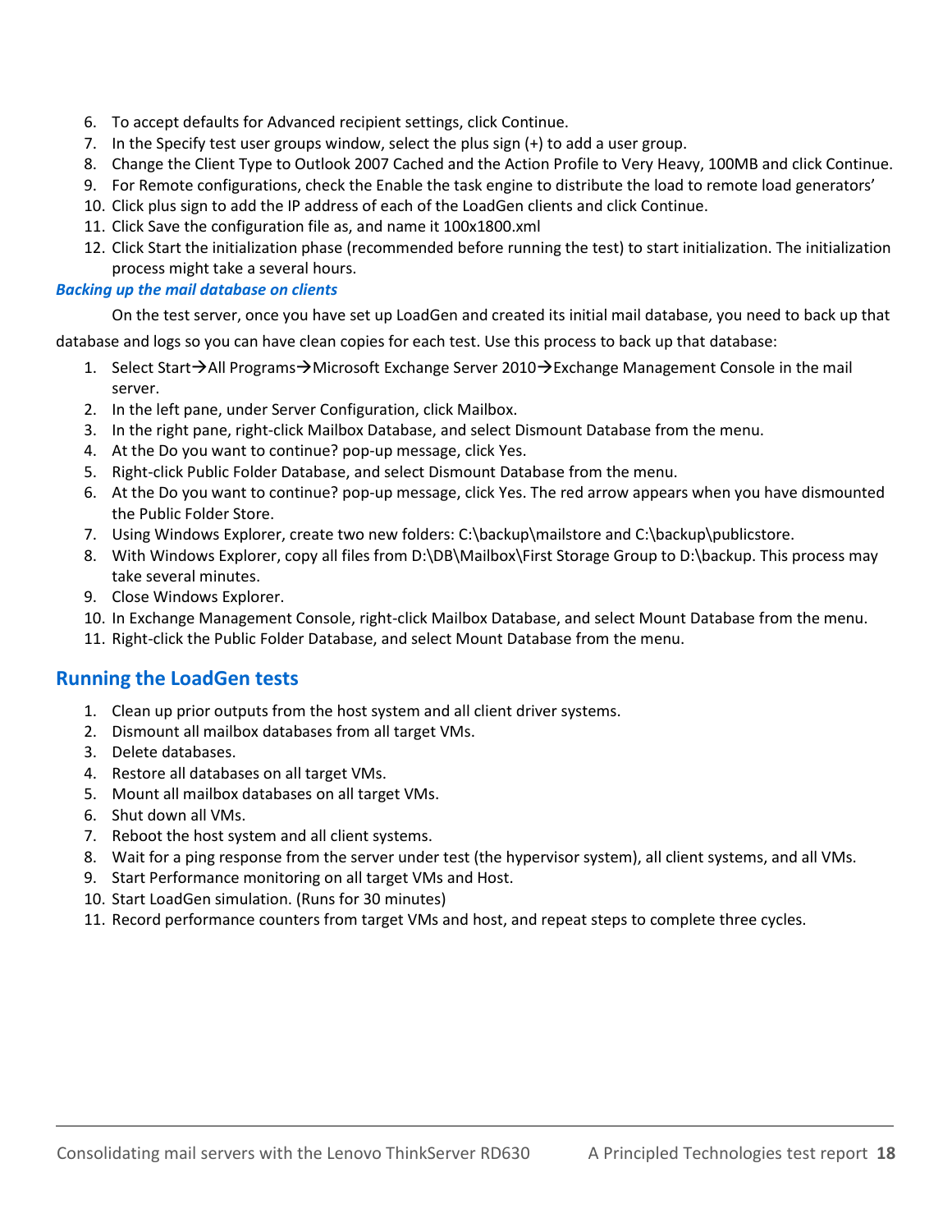6. To accept defaults for Advanced recipient settings, click Continue.
7. In the Specify test user groups window, select the plus sign (+) to add a user group.
8. Change the Client Type to Outlook 2007 Cached and the Action Profile to Very Heavy, 100MB and click Continue.
9. For Remote configurations, check the Enable the task engine to distribute the load to remote load generators'
10. Click plus sign to add the IP address of each of the LoadGen clients and click Continue.
11. Click Save the configuration file as, and name it 100x1800.xml
12. Click Start the initialization phase (recommended before running the test) to start initialization. The initialization process might take a several hours.

### *Backing up the mail database on clients*

On the test server, once you have set up LoadGen and created its initial mail database, you need to back up that database and logs so you can have clean copies for each test. Use this process to back up that database:

1. Select Start→All Programs→Microsoft Exchange Server 2010→Exchange Management Console in the mail server.
2. In the left pane, under Server Configuration, click Mailbox.
3. In the right pane, right-click Mailbox Database, and select Dismount Database from the menu.
4. At the Do you want to continue? pop-up message, click Yes.
5. Right-click Public Folder Database, and select Dismount Database from the menu.
6. At the Do you want to continue? pop-up message, click Yes. The red arrow appears when you have dismounted the Public Folder Store.
7. Using Windows Explorer, create two new folders: C:\backup\mailstore and C:\backup\publicstore.
8. With Windows Explorer, copy all files from D:\DB\Mailbox\First Storage Group to D:\backup. This process may take several minutes.
9. Close Windows Explorer.
10. In Exchange Management Console, right-click Mailbox Database, and select Mount Database from the menu.
11. Right-click the Public Folder Database, and select Mount Database from the menu.

## Running the LoadGen tests

1. Clean up prior outputs from the host system and all client driver systems.
2. Dismount all mailbox databases from all target VMs.
3. Delete databases.
4. Restore all databases on all target VMs.
5. Mount all mailbox databases on all target VMs.
6. Shut down all VMs.
7. Reboot the host system and all client systems.
8. Wait for a ping response from the server under test (the hypervisor system), all client systems, and all VMs.
9. Start Performance monitoring on all target VMs and Host.
10. Start LoadGen simulation. (Runs for 30 minutes)
11. Record performance counters from target VMs and host, and repeat steps to complete three cycles.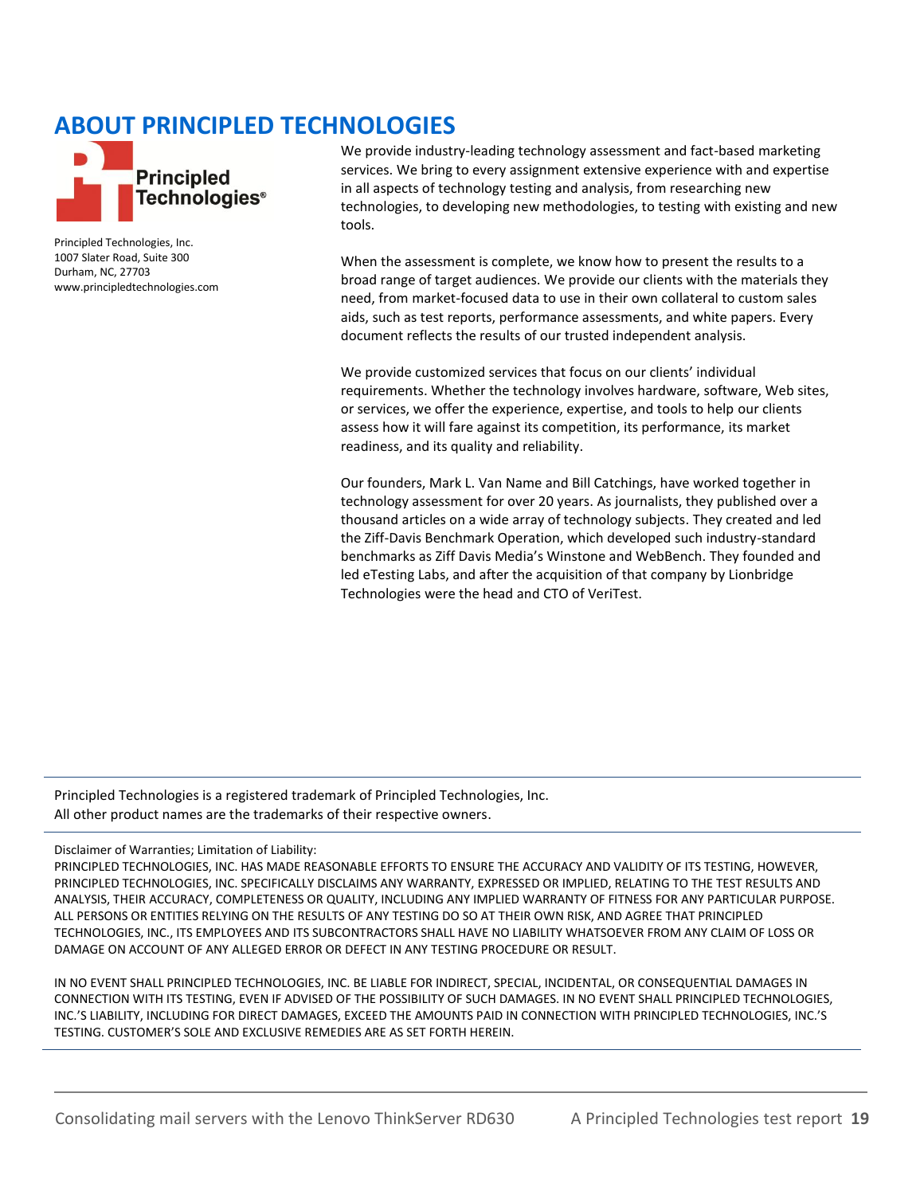# ABOUT PRINCIPLED TECHNOLOGIES

Principled Technologies, Inc.
1007 Slater Road, Suite 300
Durham, NC, 27703
www.principledtechnologies.com

We provide industry-leading technology assessment and fact-based marketing services. We bring to every assignment extensive experience with and expertise in all aspects of technology testing and analysis, from researching new technologies, to developing new methodologies, to testing with existing and new tools.

When the assessment is complete, we know how to present the results to a broad range of target audiences. We provide our clients with the materials they need, from market-focused data to use in their own collateral to custom sales aids, such as test reports, performance assessments, and white papers. Every document reflects the results of our trusted independent analysis.

We provide customized services that focus on our clients' individual requirements. Whether the technology involves hardware, software, Web sites, or services, we offer the experience, expertise, and tools to help our clients assess how it will fare against its competition, its performance, its market readiness, and its quality and reliability.

Our founders, Mark L. Van Name and Bill Catchings, have worked together in technology assessment for over 20 years. As journalists, they published over a thousand articles on a wide array of technology subjects. They created and led the Ziff-Davis Benchmark Operation, which developed such industry-standard benchmarks as Ziff Davis Media's Winstone and WebBench. They founded and led eTesting Labs, and after the acquisition of that company by Lionbridge Technologies were the head and CTO of VeriTest.

Principled Technologies is a registered trademark of Principled Technologies, Inc.
All other product names are the trademarks of their respective owners.

Disclaimer of Warranties; Limitation of Liability:
PRINCIPLED TECHNOLOGIES, INC. HAS MADE REASONABLE EFFORTS TO ENSURE THE ACCURACY AND VALIDITY OF ITS TESTING, HOWEVER, PRINCIPLED TECHNOLOGIES, INC. SPECIFICALLY DISCLAIMS ANY WARRANTY, EXPRESSED OR IMPLIED, RELATING TO THE TEST RESULTS AND ANALYSIS, THEIR ACCURACY, COMPLETENESS OR QUALITY, INCLUDING ANY IMPLIED WARRANTY OF FITNESS FOR ANY PARTICULAR PURPOSE. ALL PERSONS OR ENTITIES RELYING ON THE RESULTS OF ANY TESTING DO SO AT THEIR OWN RISK, AND AGREE THAT PRINCIPLED TECHNOLOGIES, INC., ITS EMPLOYEES AND ITS SUBCONTRACTORS SHALL HAVE NO LIABILITY WHATSOEVER FROM ANY CLAIM OF LOSS OR DAMAGE ON ACCOUNT OF ANY ALLEGED ERROR OR DEFECT IN ANY TESTING PROCEDURE OR RESULT.

IN NO EVENT SHALL PRINCIPLED TECHNOLOGIES, INC. BE LIABLE FOR INDIRECT, SPECIAL, INCIDENTAL, OR CONSEQUENTIAL DAMAGES IN CONNECTION WITH ITS TESTING, EVEN IF ADVISED OF THE POSSIBILITY OF SUCH DAMAGES. IN NO EVENT SHALL PRINCIPLED TECHNOLOGIES, INC.'S LIABILITY, INCLUDING FOR DIRECT DAMAGES, EXCEED THE AMOUNTS PAID IN CONNECTION WITH PRINCIPLED TECHNOLOGIES, INC.'S TESTING. CUSTOMER'S SOLE AND EXCLUSIVE REMEDIES ARE AS SET FORTH HEREIN.